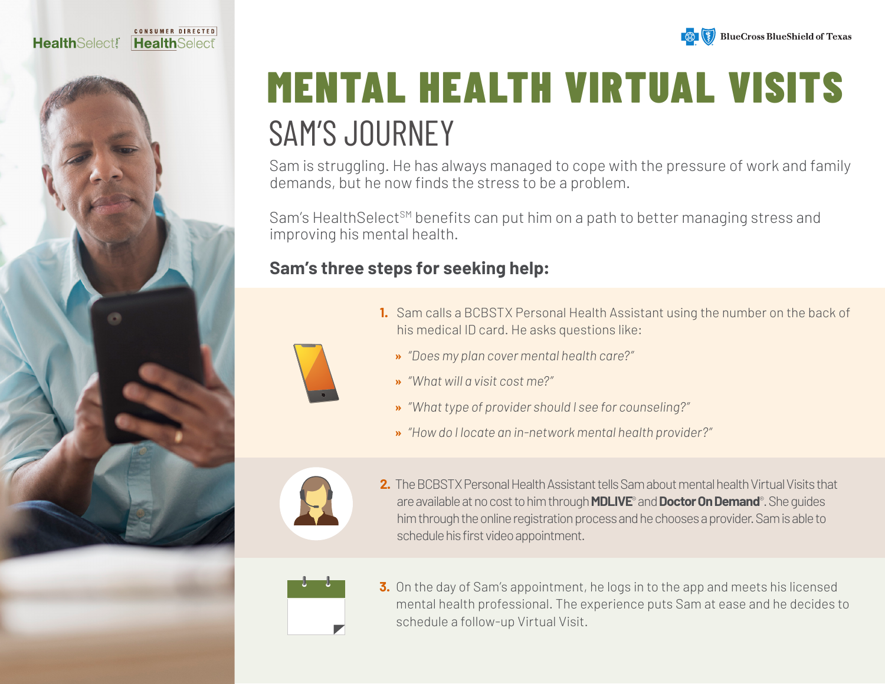HealthSelect[SM] | CONSUMER DIRECTED HealthSelect[SM]

BlueCross BlueShield of Texas

# MENTAL HEALTH VIRTUAL VISITS

## SAM'S JOURNEY

Sam is struggling. He has always managed to cope with the pressure of work and family demands, but he now finds the stress to be a problem.

Sam's HealthSelect[SM] benefits can put him on a path to better managing stress and improving his mental health.

### Sam's three steps for seeking help:

1. Sam calls a BCBSTX Personal Health Assistant using the number on the back of his medical ID card. He asks questions like:
   - *"Does my plan cover mental health care?"*
   - *"What will a visit cost me?"*
   - *"What type of provider should I see for counseling?"*
   - *"How do I locate an in-network mental health provider?"*

2. The BCBSTX Personal Health Assistant tells Sam about mental health Virtual Visits that are available at no cost to him through **MDLIVE**® and **Doctor On Demand**®. She guides him through the online registration process and he chooses a provider. Sam is able to schedule his first video appointment.

3. On the day of Sam's appointment, he logs in to the app and meets his licensed mental health professional. The experience puts Sam at ease and he decides to schedule a follow-up Virtual Visit.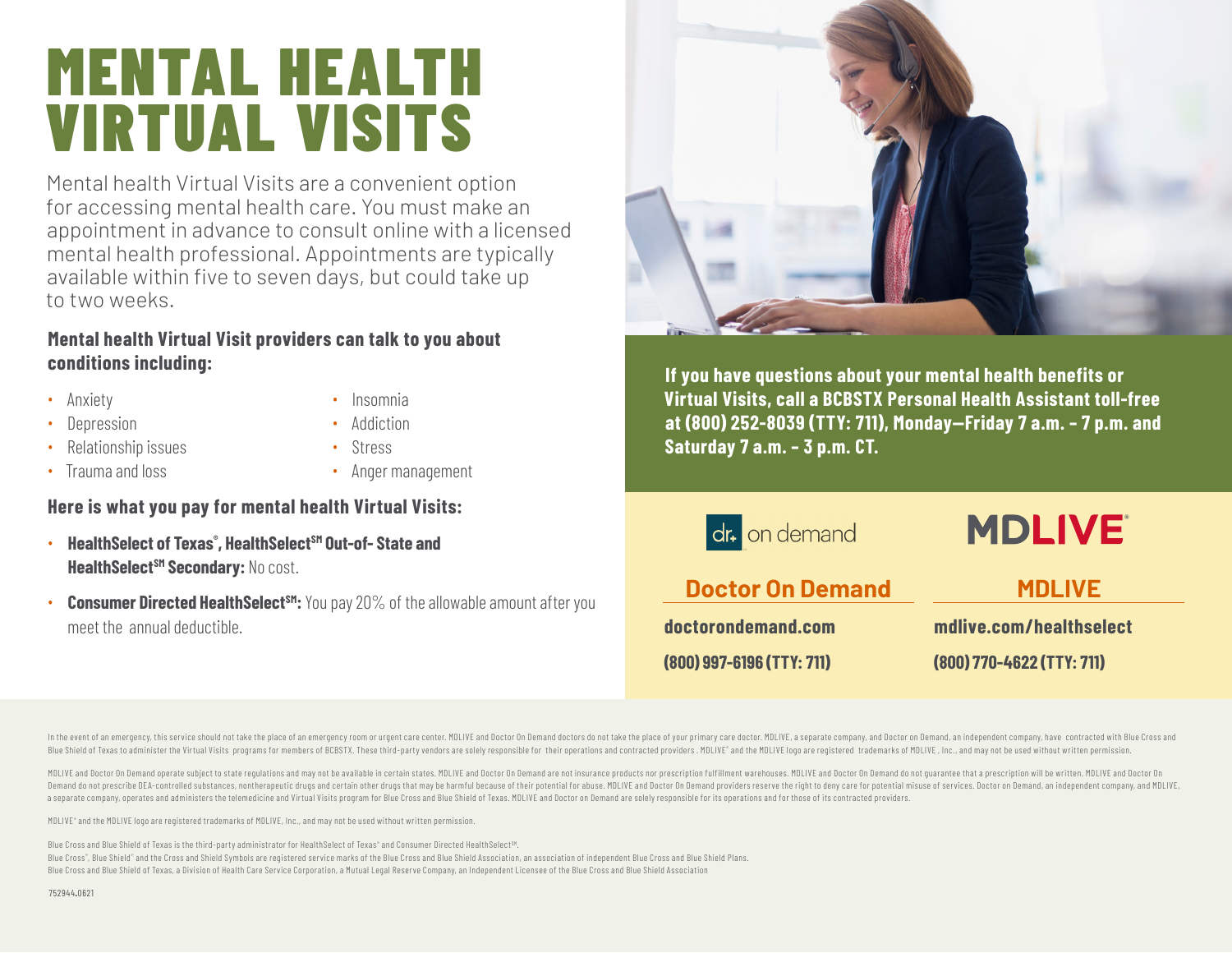# MENTAL HEALTH VIRTUAL VISITS

Mental health Virtual Visits are a convenient option for accessing mental health care. You must make an appointment in advance to consult online with a licensed mental health professional. Appointments are typically available within five to seven days, but could take up to two weeks.

### Mental health Virtual Visit providers can talk to you about conditions including:

- Anxiety
- Depression
- Relationship issues
- Trauma and loss
- Insomnia
- Addiction
- Stress
- Anger management

### Here is what you pay for mental health Virtual Visits:

- **HealthSelect of Texas®, HealthSelect℠ Out-of- State and HealthSelect℠ Secondary:** No cost.
- **Consumer Directed HealthSelect℠:** You pay 20% of the allowable amount after you meet the annual deductible.

**If you have questions about your mental health benefits or Virtual Visits, call a BCBSTX Personal Health Assistant toll-free at (800) 252-8039 (TTY: 711), Monday—Friday 7 a.m. - 7 p.m. and Saturday 7 a.m. - 3 p.m. CT.**

dr. on demand

## Doctor On Demand

**doctorondemand.com**

**(800) 997-6196 (TTY: 711)**

MDLIVE®

## MDLIVE

**mdlive.com/healthselect**

**(800) 770-4622 (TTY: 711)**

In the event of an emergency, this service should not take the place of an emergency room or urgent care center. MDLIVE and Doctor On Demand doctors do not take the place of your primary care doctor. MDLIVE, a separate company, and Doctor on Demand, an independent company, have contracted with Blue Cross and Blue Shield of Texas to administer the Virtual Visits programs for members of BCBSTX. These third-party vendors are solely responsible for their operations and contracted providers . MDLIVE® and the MDLIVE logo are registered trademarks of MDLIVE , Inc., and may not be used without written permission.

MDLIVE and Doctor On Demand operate subject to state regulations and may not be available in certain states. MDLIVE and Doctor On Demand are not insurance products nor prescription fulfillment warehouses. MDLIVE and Doctor On Demand do not guarantee that a prescription will be written. MDLIVE and Doctor On Demand do not prescribe DEA-controlled substances, nontherapeutic drugs and certain other drugs that may be harmful because of their potential for abuse. MDLIVE and Doctor On Demand providers reserve the right to deny care for potential misuse of services. Doctor on Demand, an independent company, and MDLIVE, a separate company, operates and administers the telemedicine and Virtual Visits program for Blue Cross and Blue Shield of Texas. MDLIVE and Doctor on Demand are solely responsible for its operations and for those of its contracted providers.

MDLIVE® and the MDLIVE logo are registered trademarks of MDLIVE, Inc., and may not be used without written permission.

Blue Cross and Blue Shield of Texas is the third-party administrator for HealthSelect of Texas® and Consumer Directed HealthSelect℠.
Blue Cross®, Blue Shield® and the Cross and Shield Symbols are registered service marks of the Blue Cross and Blue Shield Association, an association of independent Blue Cross and Blue Shield Plans.
Blue Cross and Blue Shield of Texas, a Division of Health Care Service Corporation, a Mutual Legal Reserve Company, an Independent Licensee of the Blue Cross and Blue Shield Association

752944.0621